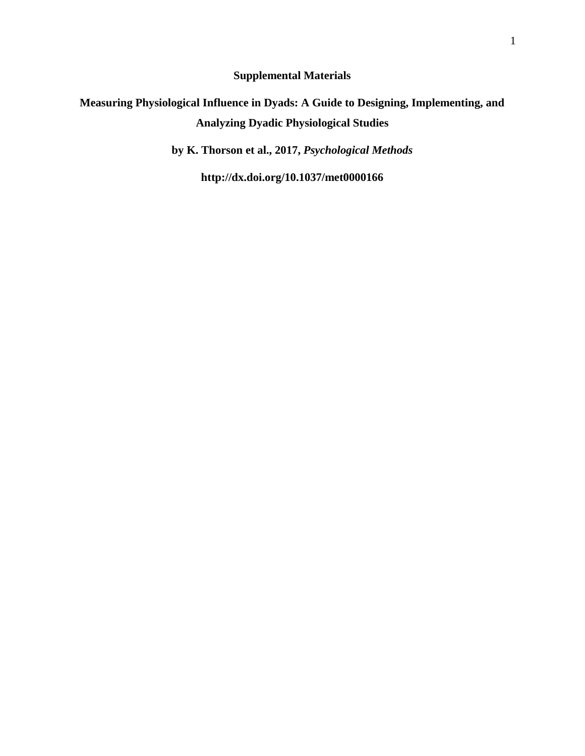# Supplemental Materials

## Measuring Physiological Influence in Dyads: A Guide to Designing, Implementing, and Analyzing Dyadic Physiological Studies

**by K. Thorson et al., 2017, *Psychological Methods***

**http://dx.doi.org/10.1037/met0000166**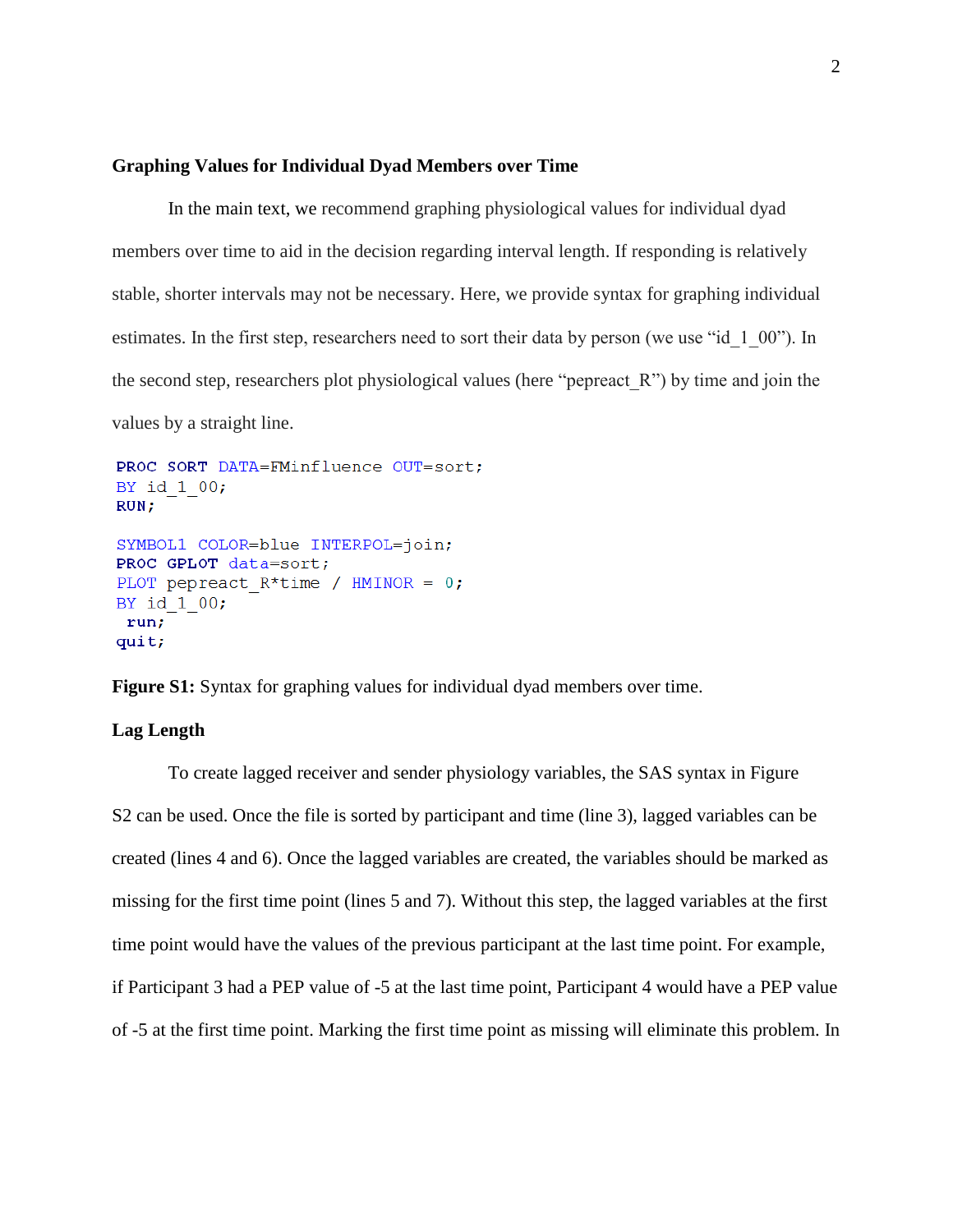## Graphing Values for Individual Dyad Members over Time

In the main text, we recommend graphing physiological values for individual dyad members over time to aid in the decision regarding interval length. If responding is relatively stable, shorter intervals may not be necessary. Here, we provide syntax for graphing individual estimates. In the first step, researchers need to sort their data by person (we use "id_1_00"). In the second step, researchers plot physiological values (here "pepreact_R") by time and join the values by a straight line.

```
PROC SORT DATA=FMinfluence OUT=sort;
BY id_1_00;
RUN;

SYMBOL1 COLOR=blue INTERPOL=join;
PROC GPLOT data=sort;
PLOT pepreact_R*time / HMINOR = 0;
BY id_1_00;
 run;
quit;
```

**Figure S1:** Syntax for graphing values for individual dyad members over time.

## Lag Length

To create lagged receiver and sender physiology variables, the SAS syntax in Figure S2 can be used. Once the file is sorted by participant and time (line 3), lagged variables can be created (lines 4 and 6). Once the lagged variables are created, the variables should be marked as missing for the first time point (lines 5 and 7). Without this step, the lagged variables at the first time point would have the values of the previous participant at the last time point. For example, if Participant 3 had a PEP value of -5 at the last time point, Participant 4 would have a PEP value of -5 at the first time point. Marking the first time point as missing will eliminate this problem. In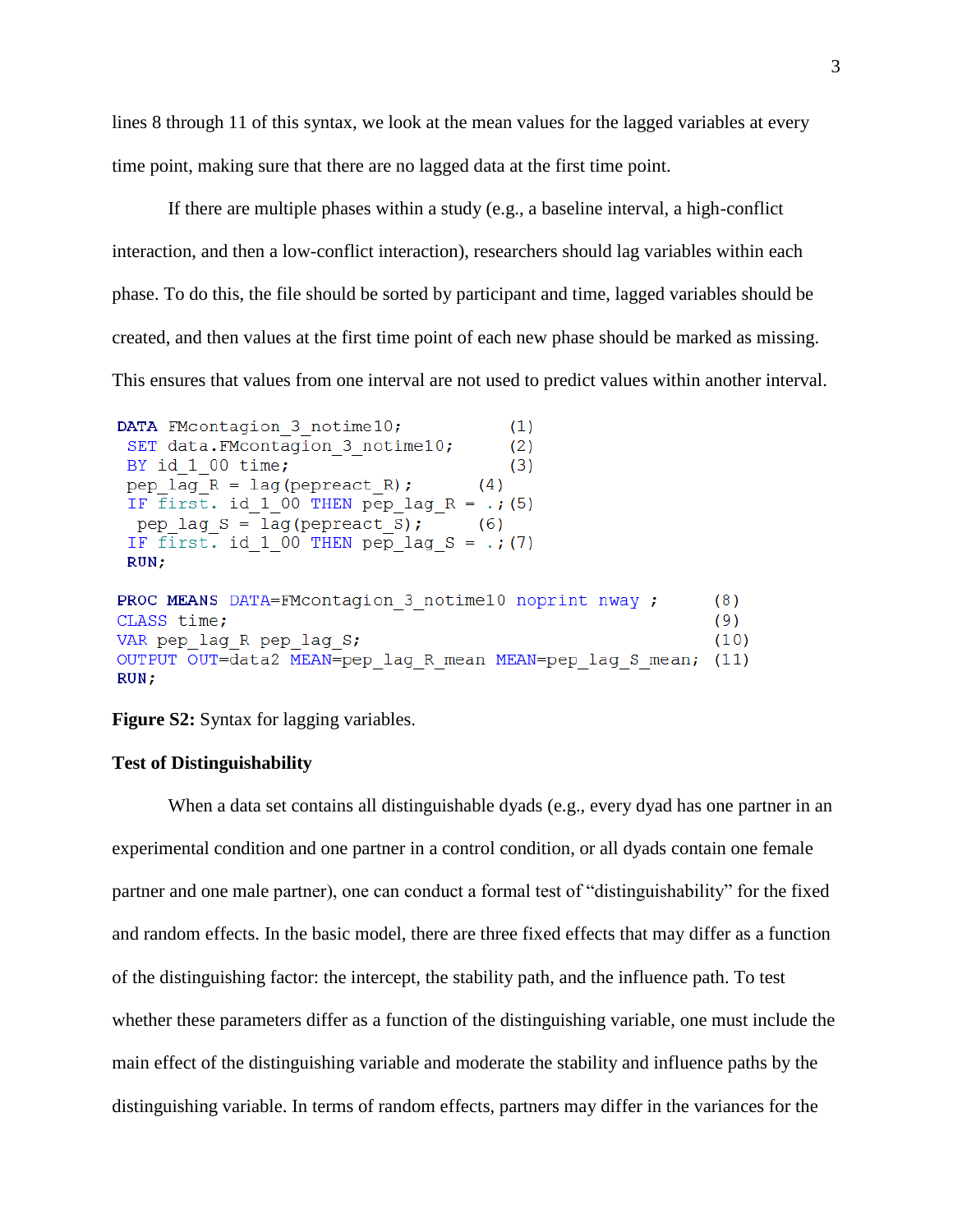lines 8 through 11 of this syntax, we look at the mean values for the lagged variables at every time point, making sure that there are no lagged data at the first time point.

If there are multiple phases within a study (e.g., a baseline interval, a high-conflict interaction, and then a low-conflict interaction), researchers should lag variables within each phase. To do this, the file should be sorted by participant and time, lagged variables should be created, and then values at the first time point of each new phase should be marked as missing. This ensures that values from one interval are not used to predict values within another interval.

```
DATA FMcontagion_3_notime10;          (1)
 SET data.FMcontagion_3_notime10;     (2)
 BY id_1_00 time;                     (3)
 pep_lag_R = lag(pepreact_R);       (4)
 IF first. id_1_00 THEN pep_lag_R = .;(5)
  pep_lag_S = lag(pepreact_S);      (6)
 IF first. id_1_00 THEN pep_lag_S = .;(7)
 RUN;

PROC MEANS DATA=FMcontagion_3_notime10 noprint nway ;      (8)
CLASS time;                                                (9)
VAR pep_lag_R pep_lag_S;                                   (10)
OUTPUT OUT=data2 MEAN=pep_lag_R_mean MEAN=pep_lag_S_mean;  (11)
RUN;
```

**Figure S2:** Syntax for lagging variables.

### Test of Distinguishability

When a data set contains all distinguishable dyads (e.g., every dyad has one partner in an experimental condition and one partner in a control condition, or all dyads contain one female partner and one male partner), one can conduct a formal test of "distinguishability" for the fixed and random effects. In the basic model, there are three fixed effects that may differ as a function of the distinguishing factor: the intercept, the stability path, and the influence path. To test whether these parameters differ as a function of the distinguishing variable, one must include the main effect of the distinguishing variable and moderate the stability and influence paths by the distinguishing variable. In terms of random effects, partners may differ in the variances for the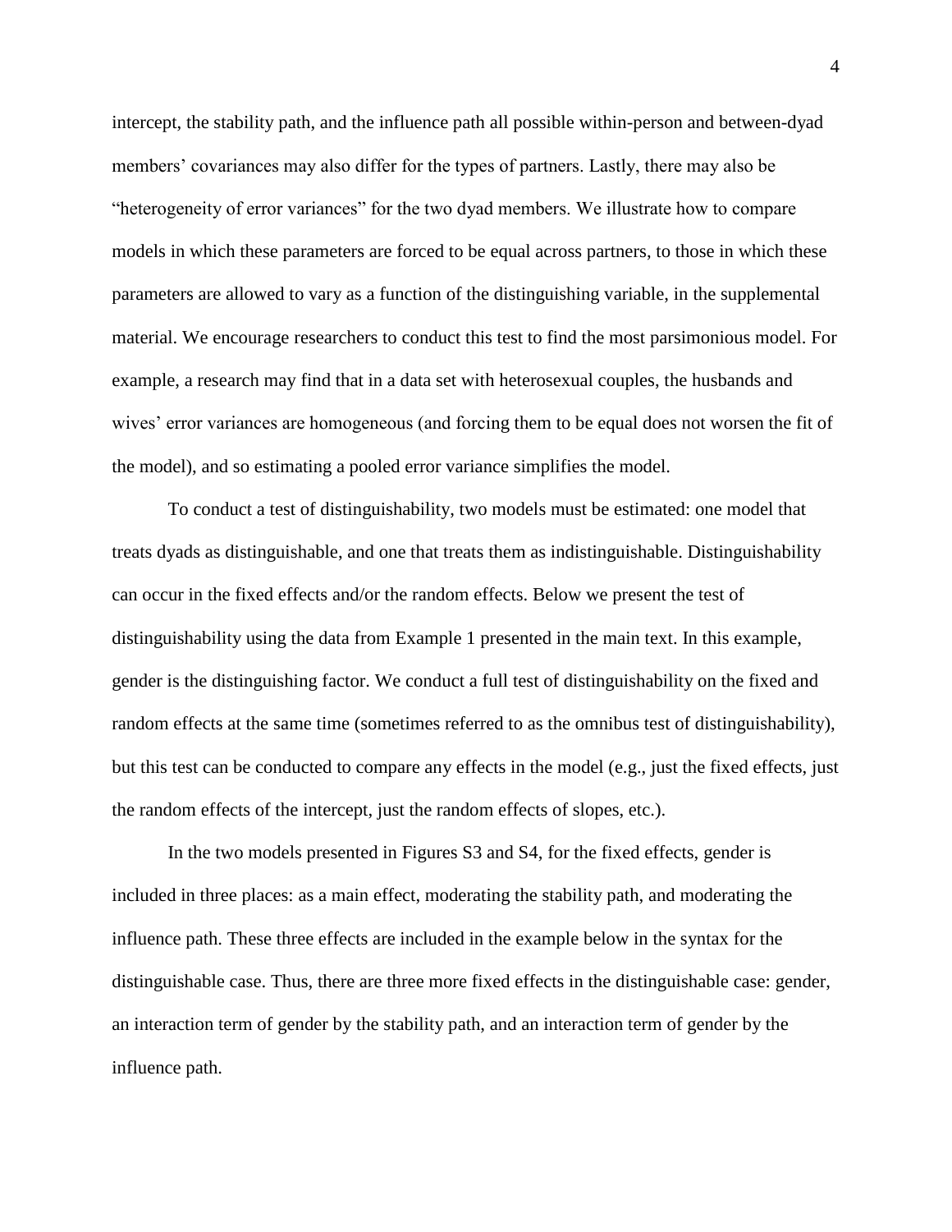intercept, the stability path, and the influence path all possible within-person and between-dyad members' covariances may also differ for the types of partners. Lastly, there may also be "heterogeneity of error variances" for the two dyad members. We illustrate how to compare models in which these parameters are forced to be equal across partners, to those in which these parameters are allowed to vary as a function of the distinguishing variable, in the supplemental material. We encourage researchers to conduct this test to find the most parsimonious model. For example, a research may find that in a data set with heterosexual couples, the husbands and wives' error variances are homogeneous (and forcing them to be equal does not worsen the fit of the model), and so estimating a pooled error variance simplifies the model.

To conduct a test of distinguishability, two models must be estimated: one model that treats dyads as distinguishable, and one that treats them as indistinguishable. Distinguishability can occur in the fixed effects and/or the random effects. Below we present the test of distinguishability using the data from Example 1 presented in the main text. In this example, gender is the distinguishing factor. We conduct a full test of distinguishability on the fixed and random effects at the same time (sometimes referred to as the omnibus test of distinguishability), but this test can be conducted to compare any effects in the model (e.g., just the fixed effects, just the random effects of the intercept, just the random effects of slopes, etc.).

In the two models presented in Figures S3 and S4, for the fixed effects, gender is included in three places: as a main effect, moderating the stability path, and moderating the influence path. These three effects are included in the example below in the syntax for the distinguishable case. Thus, there are three more fixed effects in the distinguishable case: gender, an interaction term of gender by the stability path, and an interaction term of gender by the influence path.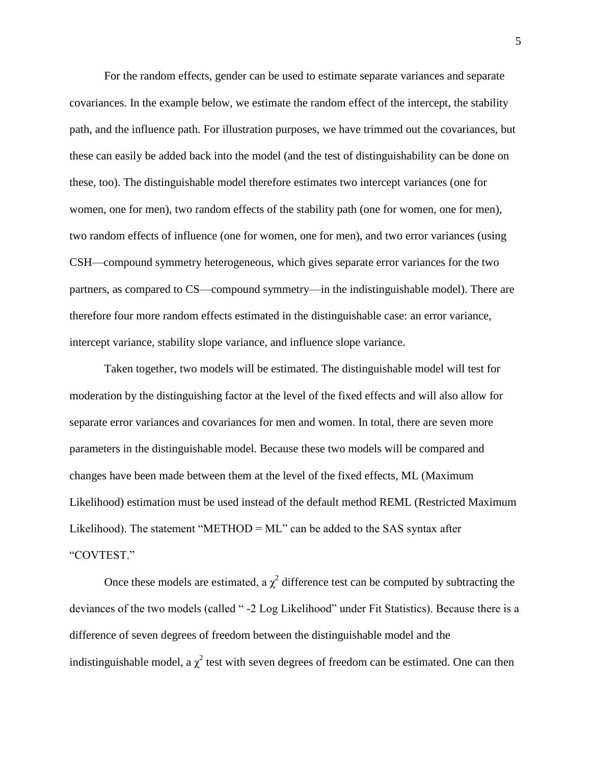For the random effects, gender can be used to estimate separate variances and separate covariances. In the example below, we estimate the random effect of the intercept, the stability path, and the influence path. For illustration purposes, we have trimmed out the covariances, but these can easily be added back into the model (and the test of distinguishability can be done on these, too). The distinguishable model therefore estimates two intercept variances (one for women, one for men), two random effects of the stability path (one for women, one for men), two random effects of influence (one for women, one for men), and two error variances (using CSH—compound symmetry heterogeneous, which gives separate error variances for the two partners, as compared to CS—compound symmetry—in the indistinguishable model). There are therefore four more random effects estimated in the distinguishable case: an error variance, intercept variance, stability slope variance, and influence slope variance.

Taken together, two models will be estimated. The distinguishable model will test for moderation by the distinguishing factor at the level of the fixed effects and will also allow for separate error variances and covariances for men and women. In total, there are seven more parameters in the distinguishable model. Because these two models will be compared and changes have been made between them at the level of the fixed effects, ML (Maximum Likelihood) estimation must be used instead of the default method REML (Restricted Maximum Likelihood). The statement "METHOD = ML" can be added to the SAS syntax after "COVTEST."

Once these models are estimated, a $\chi^2$ difference test can be computed by subtracting the deviances of the two models (called " -2 Log Likelihood" under Fit Statistics). Because there is a difference of seven degrees of freedom between the distinguishable model and the indistinguishable model, a $\chi^2$ test with seven degrees of freedom can be estimated. One can then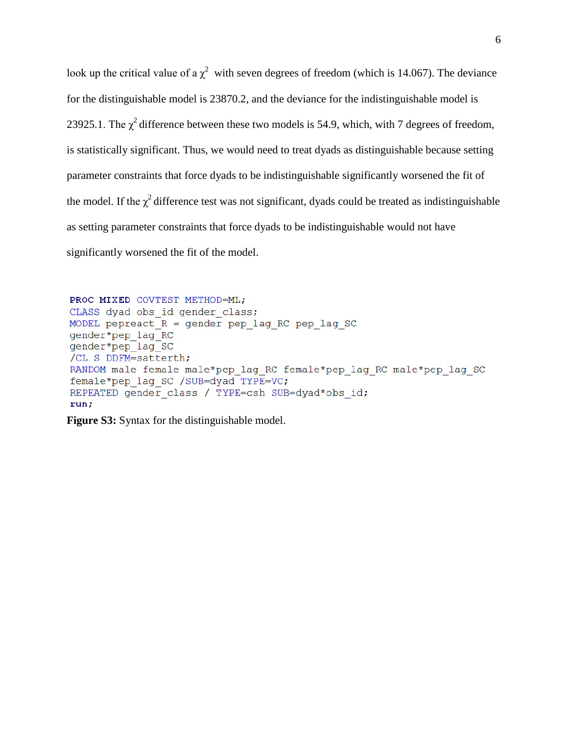look up the critical value of a $\chi^2$ with seven degrees of freedom (which is 14.067). The deviance for the distinguishable model is 23870.2, and the deviance for the indistinguishable model is 23925.1. The $\chi^2$ difference between these two models is 54.9, which, with 7 degrees of freedom, is statistically significant. Thus, we would need to treat dyads as distinguishable because setting parameter constraints that force dyads to be indistinguishable significantly worsened the fit of the model. If the $\chi^2$ difference test was not significant, dyads could be treated as indistinguishable as setting parameter constraints that force dyads to be indistinguishable would not have significantly worsened the fit of the model.

```
PROC MIXED COVTEST METHOD=ML;
CLASS dyad obs_id gender_class;
MODEL pepreact_R = gender pep_lag_RC pep_lag_SC
gender*pep_lag_RC
gender*pep_lag_SC
/CL S DDFM=satterth;
RANDOM male female male*pep_lag_RC female*pep_lag_RC male*pep_lag_SC
female*pep_lag_SC /SUB=dyad TYPE=VC;
REPEATED gender_class / TYPE=csh SUB=dyad*obs_id;
run;
```

**Figure S3:** Syntax for the distinguishable model.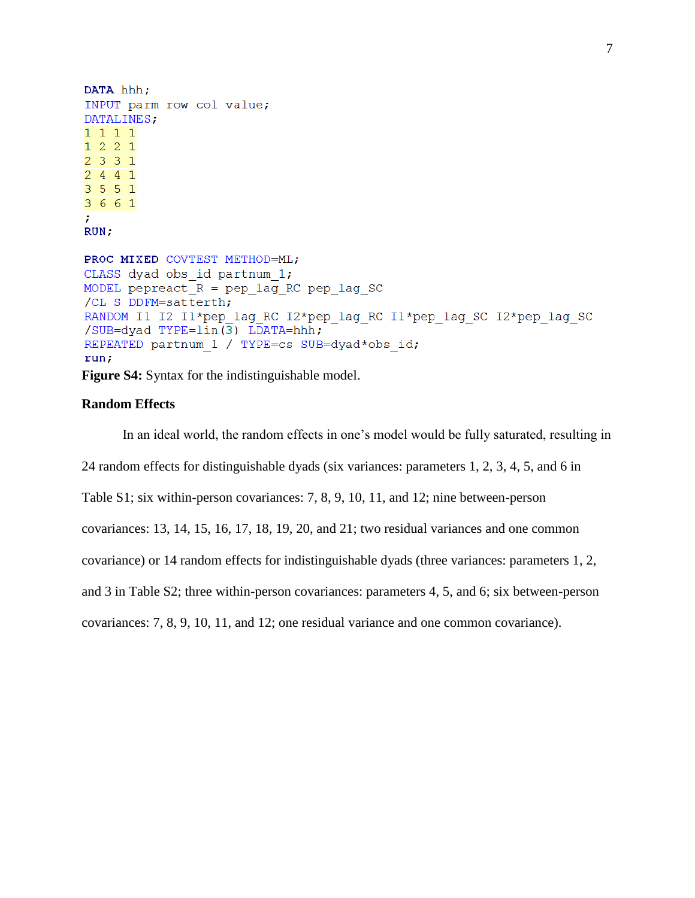```
DATA hhh;
INPUT parm row col value;
DATALINES;
1 1 1 1
1 2 2 1
2 3 3 1
2 4 4 1
3 5 5 1
3 6 6 1
;
RUN;

PROC MIXED COVTEST METHOD=ML;
CLASS dyad obs_id partnum_1;
MODEL pepreact_R = pep_lag_RC pep_lag_SC
/CL S DDFM=satterth;
RANDOM I1 I2 I1*pep_lag_RC I2*pep_lag_RC I1*pep_lag_SC I2*pep_lag_SC
/SUB=dyad TYPE=lin(3) LDATA=hhh;
REPEATED partnum_1 / TYPE=cs SUB=dyad*obs_id;
run;
```

**Figure S4:** Syntax for the indistinguishable model.

### Random Effects

In an ideal world, the random effects in one's model would be fully saturated, resulting in 24 random effects for distinguishable dyads (six variances: parameters 1, 2, 3, 4, 5, and 6 in Table S1; six within-person covariances: 7, 8, 9, 10, 11, and 12; nine between-person covariances: 13, 14, 15, 16, 17, 18, 19, 20, and 21; two residual variances and one common covariance) or 14 random effects for indistinguishable dyads (three variances: parameters 1, 2, and 3 in Table S2; three within-person covariances: parameters 4, 5, and 6; six between-person covariances: 7, 8, 9, 10, 11, and 12; one residual variance and one common covariance).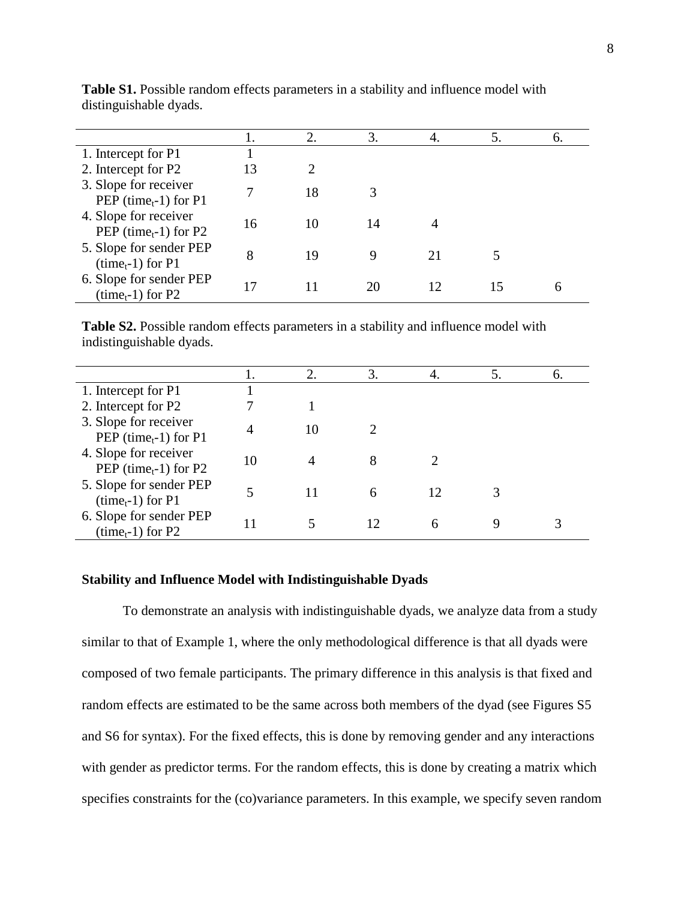**Table S1.** Possible random effects parameters in a stability and influence model with distinguishable dyads.

| | 1. | 2. | 3. | 4. | 5. | 6. |
|---|---|---|---|---|---|---|
| 1. Intercept for P1 | 1 | | | | | |
| 2. Intercept for P2 | 13 | 2 | | | | |
| 3. Slope for receiver PEP ($time_t$-1) for P1 | 7 | 18 | 3 | | | |
| 4. Slope for receiver PEP ($time_t$-1) for P2 | 16 | 10 | 14 | 4 | | |
| 5. Slope for sender PEP ($time_t$-1) for P1 | 8 | 19 | 9 | 21 | 5 | |
| 6. Slope for sender PEP ($time_t$-1) for P2 | 17 | 11 | 20 | 12 | 15 | 6 |

**Table S2.** Possible random effects parameters in a stability and influence model with indistinguishable dyads.

| | 1. | 2. | 3. | 4. | 5. | 6. |
|---|---|---|---|---|---|---|
| 1. Intercept for P1 | 1 | | | | | |
| 2. Intercept for P2 | 7 | 1 | | | | |
| 3. Slope for receiver PEP ($time_t$-1) for P1 | 4 | 10 | 2 | | | |
| 4. Slope for receiver PEP ($time_t$-1) for P2 | 10 | 4 | 8 | 2 | | |
| 5. Slope for sender PEP ($time_t$-1) for P1 | 5 | 11 | 6 | 12 | 3 | |
| 6. Slope for sender PEP ($time_t$-1) for P2 | 11 | 5 | 12 | 6 | 9 | 3 |

### Stability and Influence Model with Indistinguishable Dyads

To demonstrate an analysis with indistinguishable dyads, we analyze data from a study similar to that of Example 1, where the only methodological difference is that all dyads were composed of two female participants. The primary difference in this analysis is that fixed and random effects are estimated to be the same across both members of the dyad (see Figures S5 and S6 for syntax). For the fixed effects, this is done by removing gender and any interactions with gender as predictor terms. For the random effects, this is done by creating a matrix which specifies constraints for the (co)variance parameters. In this example, we specify seven random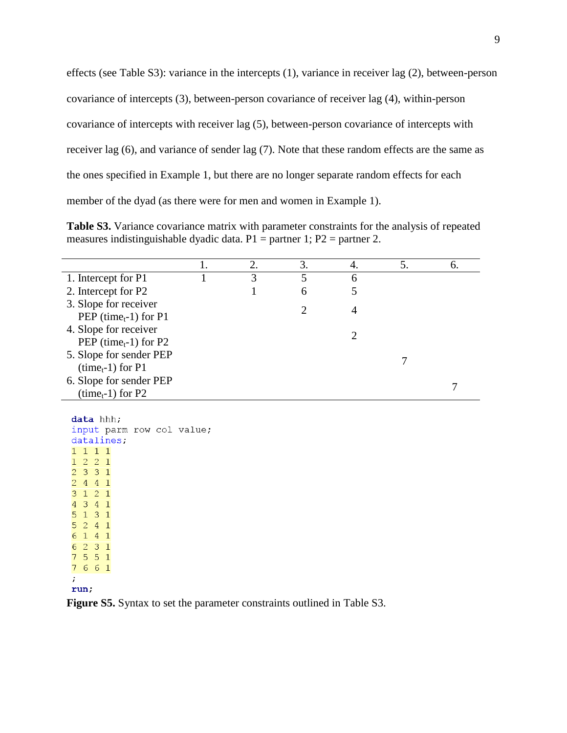effects (see Table S3): variance in the intercepts (1), variance in receiver lag (2), between-person covariance of intercepts (3), between-person covariance of receiver lag (4), within-person covariance of intercepts with receiver lag (5), between-person covariance of intercepts with receiver lag (6), and variance of sender lag (7). Note that these random effects are the same as the ones specified in Example 1, but there are no longer separate random effects for each member of the dyad (as there were for men and women in Example 1).

**Table S3.** Variance covariance matrix with parameter constraints for the analysis of repeated measures indistinguishable dyadic data. P1 = partner 1; P2 = partner 2.

| | 1. | 2. | 3. | 4. | 5. | 6. |
|---|---|---|---|---|---|---|
| 1. Intercept for P1 | 1 | 3 | 5 | 6 | | |
| 2. Intercept for P2 | | 1 | 6 | 5 | | |
| 3. Slope for receiver PEP ($time_t$-1) for P1 | | | 2 | 4 | | |
| 4. Slope for receiver PEP ($time_t$-1) for P2 | | | | 2 | | |
| 5. Slope for sender PEP ($time_t$-1) for P1 | | | | | 7 | |
| 6. Slope for sender PEP ($time_t$-1) for P2 | | | | | | 7 |

```
data hhh;
input parm row col value;
datalines;
1 1 1 1
1 2 2 1
2 3 3 1
2 4 4 1
3 1 2 1
4 3 4 1
5 1 3 1
5 2 4 1
6 1 4 1
6 2 3 1
7 5 5 1
7 6 6 1
;
run;
```

**Figure S5.** Syntax to set the parameter constraints outlined in Table S3.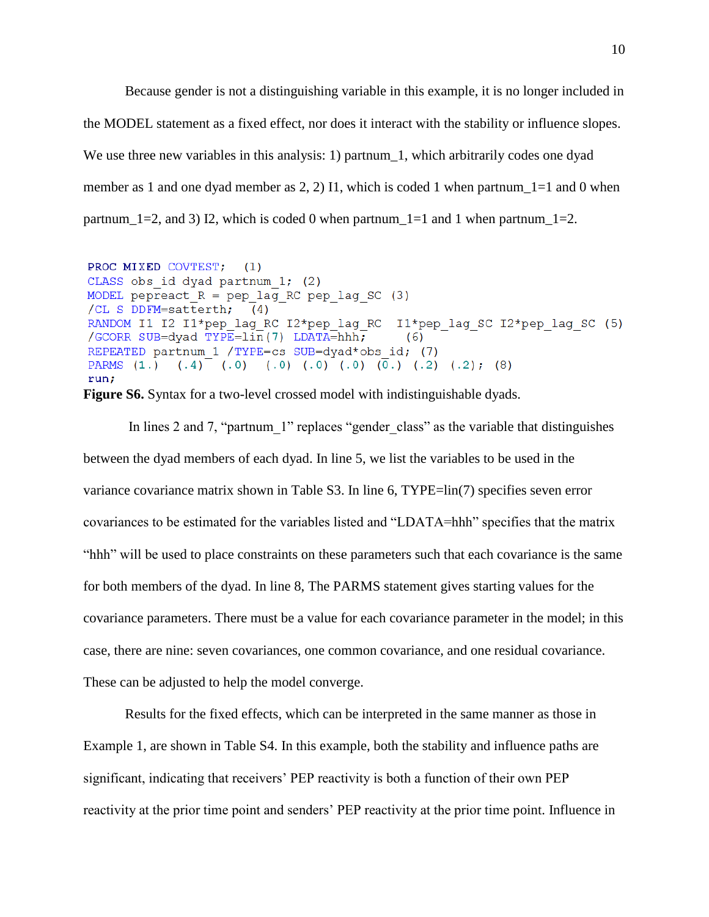Because gender is not a distinguishing variable in this example, it is no longer included in the MODEL statement as a fixed effect, nor does it interact with the stability or influence slopes. We use three new variables in this analysis: 1) partnum_1, which arbitrarily codes one dyad member as 1 and one dyad member as 2, 2) I1, which is coded 1 when partnum_1=1 and 0 when partnum_1=2, and 3) I2, which is coded 0 when partnum_1=1 and 1 when partnum_1=2.

```
PROC MIXED COVTEST;   (1)
CLASS obs_id dyad partnum_1; (2)
MODEL pepreact_R = pep_lag_RC pep_lag_SC (3)
/CL S DDFM=satterth;   (4)
RANDOM I1 I2 I1*pep_lag_RC I2*pep_lag_RC  I1*pep_lag_SC I2*pep_lag_SC (5)
/GCORR SUB=dyad TYPE=lin(7) LDATA=hhh;      (6)
REPEATED partnum_1 /TYPE=cs SUB=dyad*obs_id; (7)
PARMS (1.)  (.4)  (.0)  (.0) (.0) (.0) (0.) (.2) (.2); (8)
run;
```

**Figure S6.** Syntax for a two-level crossed model with indistinguishable dyads.

In lines 2 and 7, "partnum_1" replaces "gender_class" as the variable that distinguishes between the dyad members of each dyad. In line 5, we list the variables to be used in the variance covariance matrix shown in Table S3. In line 6, TYPE=lin(7) specifies seven error covariances to be estimated for the variables listed and "LDATA=hhh" specifies that the matrix "hhh" will be used to place constraints on these parameters such that each covariance is the same for both members of the dyad. In line 8, The PARMS statement gives starting values for the covariance parameters. There must be a value for each covariance parameter in the model; in this case, there are nine: seven covariances, one common covariance, and one residual covariance. These can be adjusted to help the model converge.

Results for the fixed effects, which can be interpreted in the same manner as those in Example 1, are shown in Table S4. In this example, both the stability and influence paths are significant, indicating that receivers' PEP reactivity is both a function of their own PEP reactivity at the prior time point and senders' PEP reactivity at the prior time point. Influence in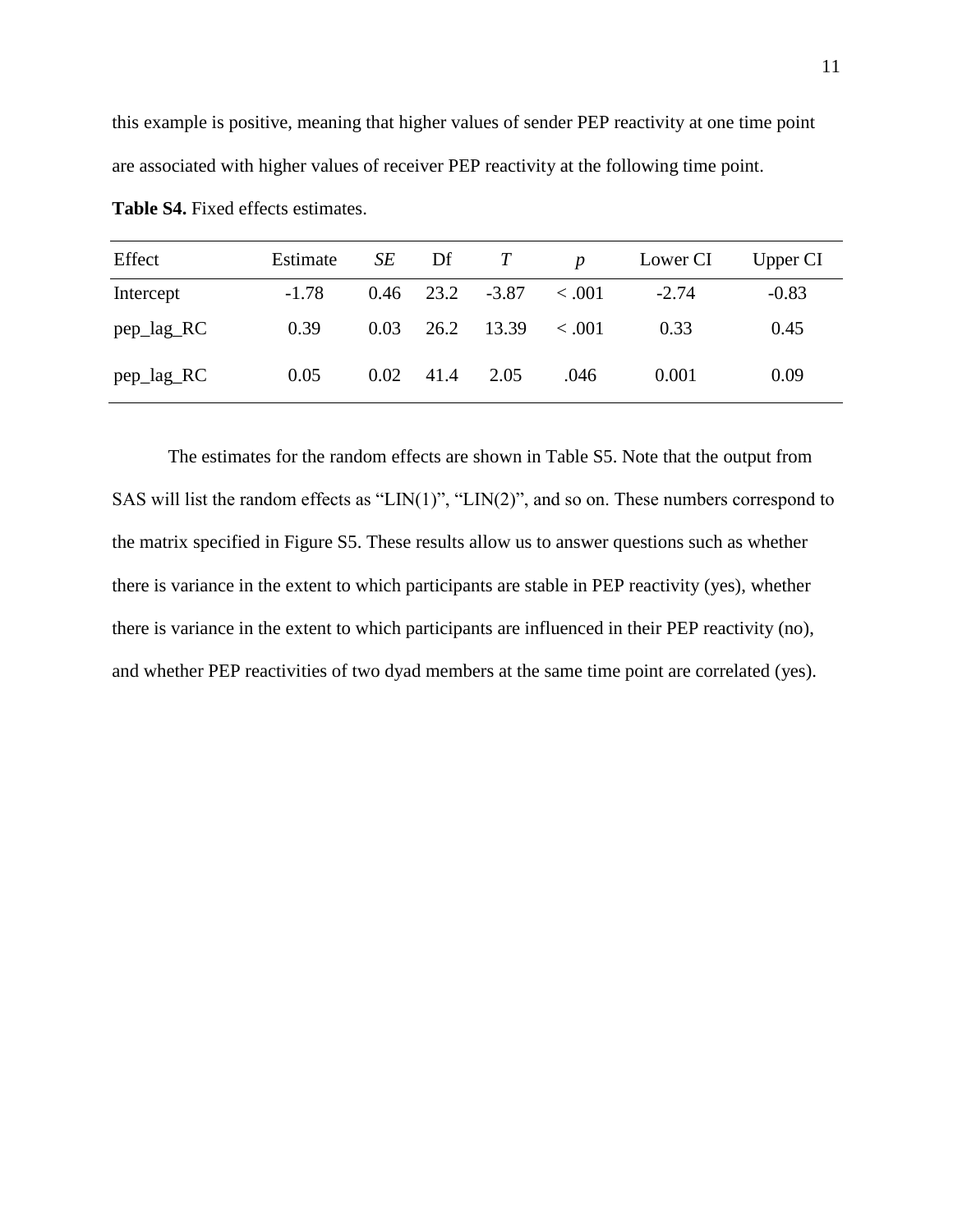this example is positive, meaning that higher values of sender PEP reactivity at one time point are associated with higher values of receiver PEP reactivity at the following time point.

**Table S4.** Fixed effects estimates.

| Effect | Estimate | *SE* | Df | *T* | *p* | Lower CI | Upper CI |
|---|---|---|---|---|---|---|---|
| Intercept | -1.78 | 0.46 | 23.2 | -3.87 | < .001 | -2.74 | -0.83 |
| pep_lag_RC | 0.39 | 0.03 | 26.2 | 13.39 | < .001 | 0.33 | 0.45 |
| pep_lag_RC | 0.05 | 0.02 | 41.4 | 2.05 | .046 | 0.001 | 0.09 |

The estimates for the random effects are shown in Table S5. Note that the output from SAS will list the random effects as "LIN(1)", "LIN(2)", and so on. These numbers correspond to the matrix specified in Figure S5. These results allow us to answer questions such as whether there is variance in the extent to which participants are stable in PEP reactivity (yes), whether there is variance in the extent to which participants are influenced in their PEP reactivity (no), and whether PEP reactivities of two dyad members at the same time point are correlated (yes).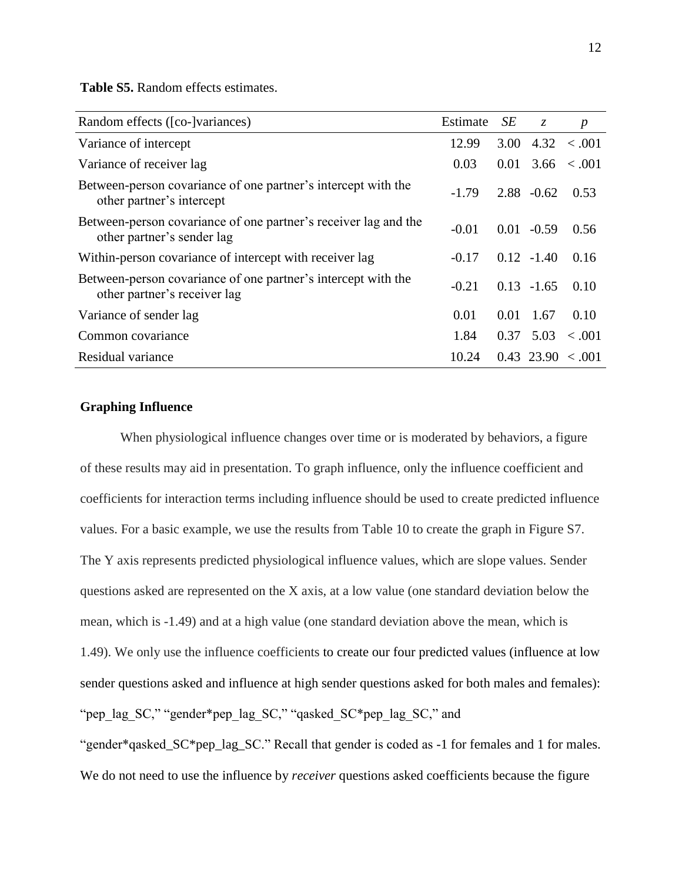**Table S5.** Random effects estimates.

| Random effects ([co-]variances) | Estimate | *SE* | *z* | *p* |
|---|---|---|---|---|
| Variance of intercept | 12.99 | 3.00 | 4.32 | < .001 |
| Variance of receiver lag | 0.03 | 0.01 | 3.66 | < .001 |
| Between-person covariance of one partner's intercept with the other partner's intercept | -1.79 | 2.88 | -0.62 | 0.53 |
| Between-person covariance of one partner's receiver lag and the other partner's sender lag | -0.01 | 0.01 | -0.59 | 0.56 |
| Within-person covariance of intercept with receiver lag | -0.17 | 0.12 | -1.40 | 0.16 |
| Between-person covariance of one partner's intercept with the other partner's receiver lag | -0.21 | 0.13 | -1.65 | 0.10 |
| Variance of sender lag | 0.01 | 0.01 | 1.67 | 0.10 |
| Common covariance | 1.84 | 0.37 | 5.03 | < .001 |
| Residual variance | 10.24 | 0.43 | 23.90 | < .001 |

## Graphing Influence

When physiological influence changes over time or is moderated by behaviors, a figure of these results may aid in presentation. To graph influence, only the influence coefficient and coefficients for interaction terms including influence should be used to create predicted influence values. For a basic example, we use the results from Table 10 to create the graph in Figure S7. The Y axis represents predicted physiological influence values, which are slope values. Sender questions asked are represented on the X axis, at a low value (one standard deviation below the mean, which is -1.49) and at a high value (one standard deviation above the mean, which is 1.49). We only use the influence coefficients to create our four predicted values (influence at low sender questions asked and influence at high sender questions asked for both males and females): "pep_lag_SC," "gender*pep_lag_SC," "qasked_SC*pep_lag_SC," and "gender*qasked_SC*pep_lag_SC." Recall that gender is coded as -1 for females and 1 for males. We do not need to use the influence by *receiver* questions asked coefficients because the figure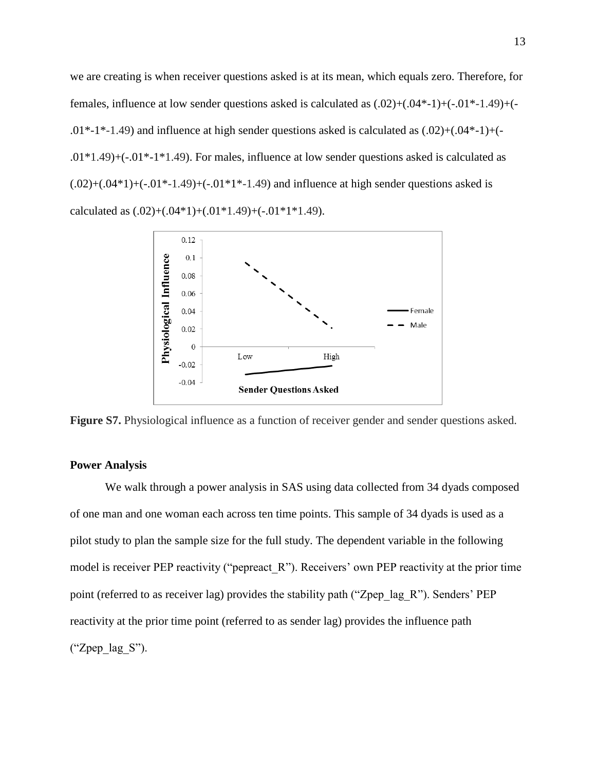we are creating is when receiver questions asked is at its mean, which equals zero. Therefore, for females, influence at low sender questions asked is calculated as (.02)+(.04*-1)+(-.01*-1.49)+(-.01*-1*-1.49) and influence at high sender questions asked is calculated as (.02)+(.04*-1)+(-.01*1.49)+(-.01*-1*1.49). For males, influence at low sender questions asked is calculated as (.02)+(.04*1)+(-.01*-1.49)+(-.01*1*-1.49) and influence at high sender questions asked is calculated as (.02)+(.04*1)+(.01*1.49)+(-.01*1*1.49).

**Figure S7.** Physiological influence as a function of receiver gender and sender questions asked.

### Power Analysis

We walk through a power analysis in SAS using data collected from 34 dyads composed of one man and one woman each across ten time points. This sample of 34 dyads is used as a pilot study to plan the sample size for the full study. The dependent variable in the following model is receiver PEP reactivity ("pepreact_R"). Receivers' own PEP reactivity at the prior time point (referred to as receiver lag) provides the stability path ("Zpep_lag_R"). Senders' PEP reactivity at the prior time point (referred to as sender lag) provides the influence path ("Zpep_lag_S").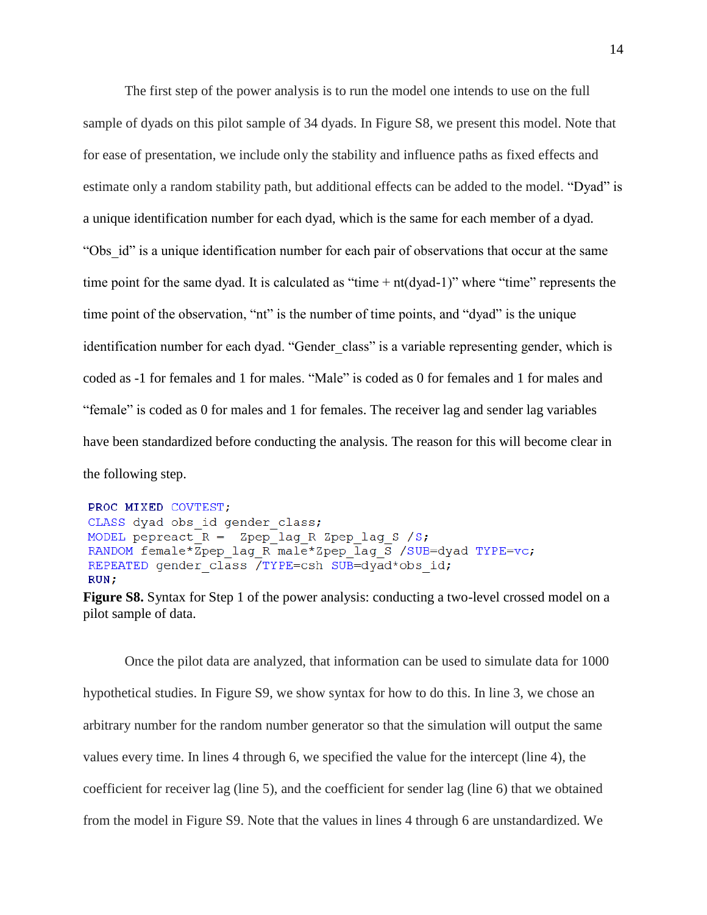The first step of the power analysis is to run the model one intends to use on the full sample of dyads on this pilot sample of 34 dyads. In Figure S8, we present this model. Note that for ease of presentation, we include only the stability and influence paths as fixed effects and estimate only a random stability path, but additional effects can be added to the model. "Dyad" is a unique identification number for each dyad, which is the same for each member of a dyad. "Obs_id" is a unique identification number for each pair of observations that occur at the same time point for the same dyad. It is calculated as "time + nt(dyad-1)" where "time" represents the time point of the observation, "nt" is the number of time points, and "dyad" is the unique identification number for each dyad. "Gender_class" is a variable representing gender, which is coded as -1 for females and 1 for males. "Male" is coded as 0 for females and 1 for males and "female" is coded as 0 for males and 1 for females. The receiver lag and sender lag variables have been standardized before conducting the analysis. The reason for this will become clear in the following step.

```
PROC MIXED COVTEST;
CLASS dyad obs_id gender_class;
MODEL pepreact_R =  Zpep_lag_R Zpep_lag_S /S;
RANDOM female*Zpep_lag_R male*Zpep_lag_S /SUB=dyad TYPE=vc;
REPEATED gender_class /TYPE=csh SUB=dyad*obs_id;
RUN;
```

**Figure S8.** Syntax for Step 1 of the power analysis: conducting a two-level crossed model on a pilot sample of data.

Once the pilot data are analyzed, that information can be used to simulate data for 1000 hypothetical studies. In Figure S9, we show syntax for how to do this. In line 3, we chose an arbitrary number for the random number generator so that the simulation will output the same values every time. In lines 4 through 6, we specified the value for the intercept (line 4), the coefficient for receiver lag (line 5), and the coefficient for sender lag (line 6) that we obtained from the model in Figure S9. Note that the values in lines 4 through 6 are unstandardized. We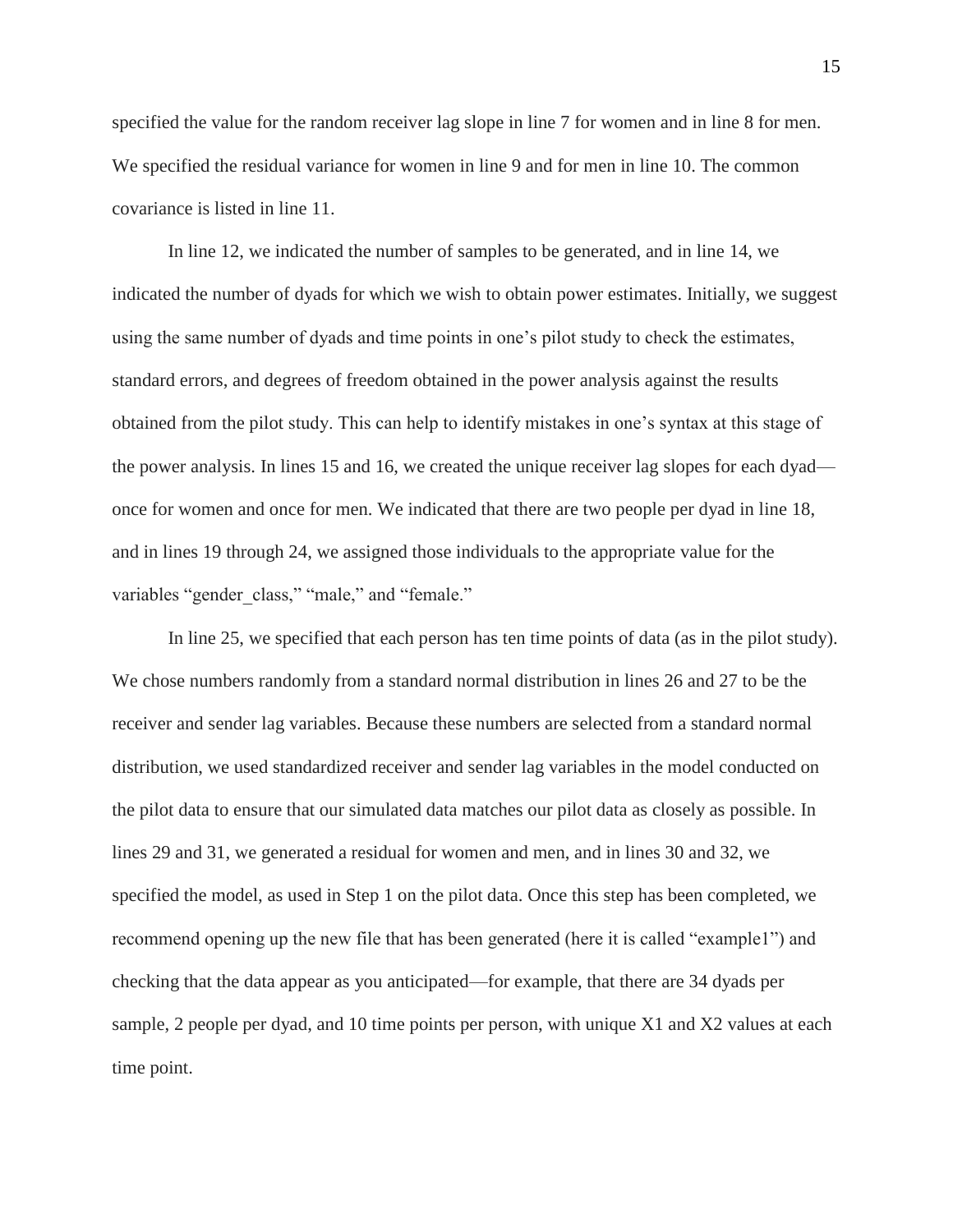specified the value for the random receiver lag slope in line 7 for women and in line 8 for men. We specified the residual variance for women in line 9 and for men in line 10. The common covariance is listed in line 11.

In line 12, we indicated the number of samples to be generated, and in line 14, we indicated the number of dyads for which we wish to obtain power estimates. Initially, we suggest using the same number of dyads and time points in one's pilot study to check the estimates, standard errors, and degrees of freedom obtained in the power analysis against the results obtained from the pilot study. This can help to identify mistakes in one's syntax at this stage of the power analysis. In lines 15 and 16, we created the unique receiver lag slopes for each dyad—once for women and once for men. We indicated that there are two people per dyad in line 18, and in lines 19 through 24, we assigned those individuals to the appropriate value for the variables "gender_class," "male," and "female."

In line 25, we specified that each person has ten time points of data (as in the pilot study). We chose numbers randomly from a standard normal distribution in lines 26 and 27 to be the receiver and sender lag variables. Because these numbers are selected from a standard normal distribution, we used standardized receiver and sender lag variables in the model conducted on the pilot data to ensure that our simulated data matches our pilot data as closely as possible. In lines 29 and 31, we generated a residual for women and men, and in lines 30 and 32, we specified the model, as used in Step 1 on the pilot data. Once this step has been completed, we recommend opening up the new file that has been generated (here it is called "example1") and checking that the data appear as you anticipated—for example, that there are 34 dyads per sample, 2 people per dyad, and 10 time points per person, with unique X1 and X2 values at each time point.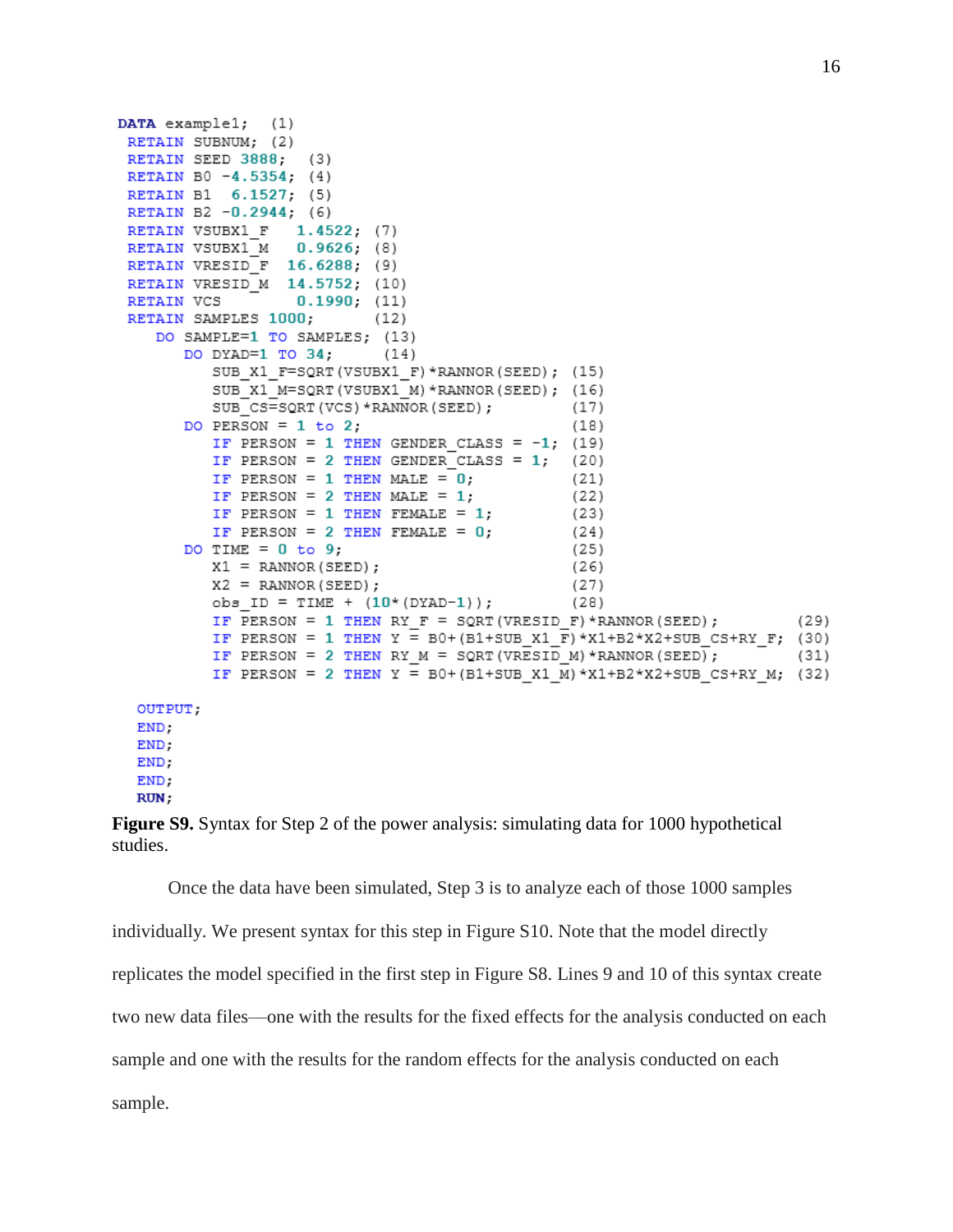```
DATA example1;  (1)
 RETAIN SUBNUM; (2)
 RETAIN SEED 3888;  (3)
 RETAIN B0 -4.5354; (4)
 RETAIN B1  6.1527; (5)
 RETAIN B2 -0.2944; (6)
 RETAIN VSUBX1_F   1.4522; (7)
 RETAIN VSUBX1_M   0.9626; (8)
 RETAIN VRESID_F  16.6288; (9)
 RETAIN VRESID_M  14.5752; (10)
 RETAIN VCS        0.1990; (11)
 RETAIN SAMPLES 1000;      (12)
    DO SAMPLE=1 TO SAMPLES; (13)
       DO DYAD=1 TO 34;     (14)
          SUB_X1_F=SQRT(VSUBX1_F)*RANNOR(SEED); (15)
          SUB_X1_M=SQRT(VSUBX1_M)*RANNOR(SEED); (16)
          SUB_CS=SQRT(VCS)*RANNOR(SEED);        (17)
       DO PERSON = 1 to 2;                      (18)
          IF PERSON = 1 THEN GENDER_CLASS = -1; (19)
          IF PERSON = 2 THEN GENDER_CLASS = 1;  (20)
          IF PERSON = 1 THEN MALE = 0;          (21)
          IF PERSON = 2 THEN MALE = 1;          (22)
          IF PERSON = 1 THEN FEMALE = 1;        (23)
          IF PERSON = 2 THEN FEMALE = 0;        (24)
       DO TIME = 0 to 9;                        (25)
          X1 = RANNOR(SEED);                    (26)
          X2 = RANNOR(SEED);                    (27)
          obs_ID = TIME + (10*(DYAD-1));        (28)
          IF PERSON = 1 THEN RY_F = SQRT(VRESID_F)*RANNOR(SEED);         (29)
          IF PERSON = 1 THEN Y = B0+(B1+SUB_X1_F)*X1+B2*X2+SUB_CS+RY_F; (30)
          IF PERSON = 2 THEN RY_M = SQRT(VRESID_M)*RANNOR(SEED);         (31)
          IF PERSON = 2 THEN Y = B0+(B1+SUB_X1_M)*X1+B2*X2+SUB_CS+RY_M; (32)

  OUTPUT;
  END;
  END;
  END;
  END;
  RUN;
```

**Figure S9.** Syntax for Step 2 of the power analysis: simulating data for 1000 hypothetical studies.

Once the data have been simulated, Step 3 is to analyze each of those 1000 samples individually. We present syntax for this step in Figure S10. Note that the model directly replicates the model specified in the first step in Figure S8. Lines 9 and 10 of this syntax create two new data files—one with the results for the fixed effects for the analysis conducted on each sample and one with the results for the random effects for the analysis conducted on each sample.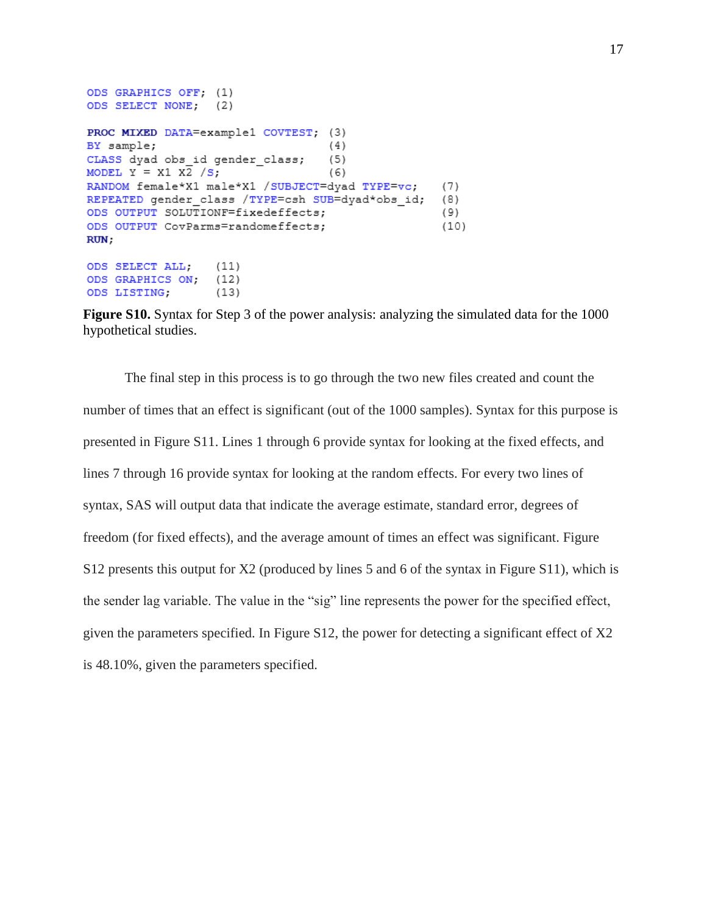```
ODS GRAPHICS OFF;  (1)
ODS SELECT NONE;   (2)

PROC MIXED DATA=example1 COVTEST;  (3)
BY sample;                         (4)
CLASS dyad obs_id gender_class;    (5)
MODEL Y = X1 X2 /S;                (6)
RANDOM female*X1 male*X1 /SUBJECT=dyad TYPE=vc;     (7)
REPEATED gender_class /TYPE=csh SUB=dyad*obs_id;    (8)
ODS OUTPUT SOLUTIONF=fixedeffects;                  (9)
ODS OUTPUT CovParms=randomeffects;                  (10)
RUN;

ODS SELECT ALL;    (11)
ODS GRAPHICS ON;   (12)
ODS LISTING;       (13)
```

**Figure S10.** Syntax for Step 3 of the power analysis: analyzing the simulated data for the 1000 hypothetical studies.

The final step in this process is to go through the two new files created and count the number of times that an effect is significant (out of the 1000 samples). Syntax for this purpose is presented in Figure S11. Lines 1 through 6 provide syntax for looking at the fixed effects, and lines 7 through 16 provide syntax for looking at the random effects. For every two lines of syntax, SAS will output data that indicate the average estimate, standard error, degrees of freedom (for fixed effects), and the average amount of times an effect was significant. Figure S12 presents this output for X2 (produced by lines 5 and 6 of the syntax in Figure S11), which is the sender lag variable. The value in the "sig" line represents the power for the specified effect, given the parameters specified. In Figure S12, the power for detecting a significant effect of X2 is 48.10%, given the parameters specified.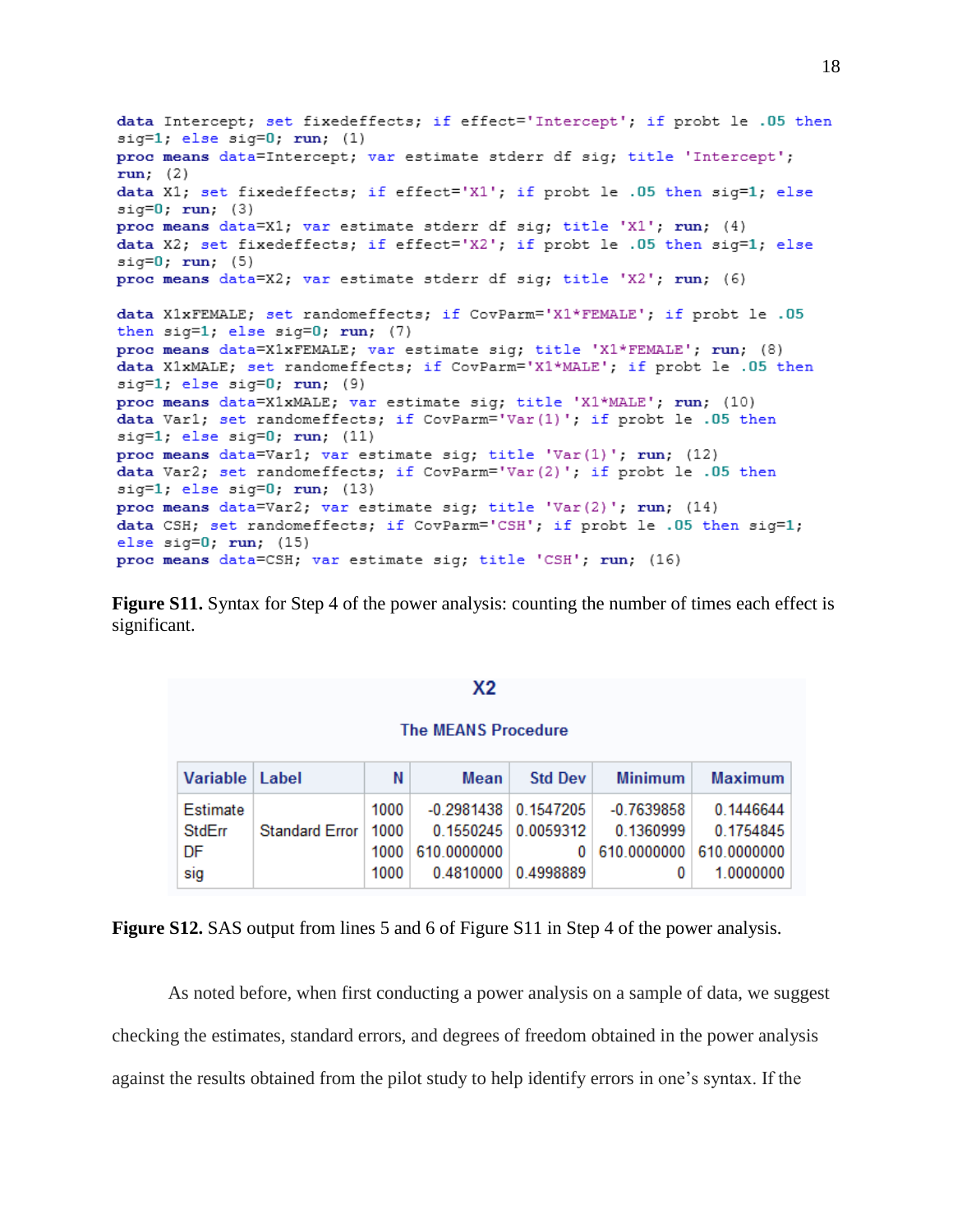```
data Intercept; set fixedeffects; if effect='Intercept'; if probt le .05 then
sig=1; else sig=0; run; (1)
proc means data=Intercept; var estimate stderr df sig; title 'Intercept';
run; (2)
data X1; set fixedeffects; if effect='X1'; if probt le .05 then sig=1; else
sig=0; run; (3)
proc means data=X1; var estimate stderr df sig; title 'X1'; run; (4)
data X2; set fixedeffects; if effect='X2'; if probt le .05 then sig=1; else
sig=0; run; (5)
proc means data=X2; var estimate stderr df sig; title 'X2'; run; (6)

data X1xFEMALE; set randomeffects; if CovParm='X1*FEMALE'; if probt le .05
then sig=1; else sig=0; run; (7)
proc means data=X1xFEMALE; var estimate sig; title 'X1*FEMALE'; run; (8)
data X1xMALE; set randomeffects; if CovParm='X1*MALE'; if probt le .05 then
sig=1; else sig=0; run; (9)
proc means data=X1xMALE; var estimate sig; title 'X1*MALE'; run; (10)
data Var1; set randomeffects; if CovParm='Var(1)'; if probt le .05 then
sig=1; else sig=0; run; (11)
proc means data=Var1; var estimate sig; title 'Var(1)'; run; (12)
data Var2; set randomeffects; if CovParm='Var(2)'; if probt le .05 then
sig=1; else sig=0; run; (13)
proc means data=Var2; var estimate sig; title 'Var(2)'; run; (14)
data CSH; set randomeffects; if CovParm='CSH'; if probt le .05 then sig=1;
else sig=0; run; (15)
proc means data=CSH; var estimate sig; title 'CSH'; run; (16)
```

**Figure S11.** Syntax for Step 4 of the power analysis: counting the number of times each effect is significant.

**X2**

**The MEANS Procedure**

| Variable | Label | N | Mean | Std Dev | Minimum | Maximum |
|---|---|---|---|---|---|---|
| Estimate | | 1000 | -0.2981438 | 0.1547205 | -0.7639858 | 0.1446644 |
| StdErr | Standard Error | 1000 | 0.1550245 | 0.0059312 | 0.1360999 | 0.1754845 |
| DF | | 1000 | 610.0000000 | 0 | 610.0000000 | 610.0000000 |
| sig | | 1000 | 0.4810000 | 0.4998889 | 0 | 1.0000000 |

**Figure S12.** SAS output from lines 5 and 6 of Figure S11 in Step 4 of the power analysis.

As noted before, when first conducting a power analysis on a sample of data, we suggest checking the estimates, standard errors, and degrees of freedom obtained in the power analysis against the results obtained from the pilot study to help identify errors in one's syntax. If the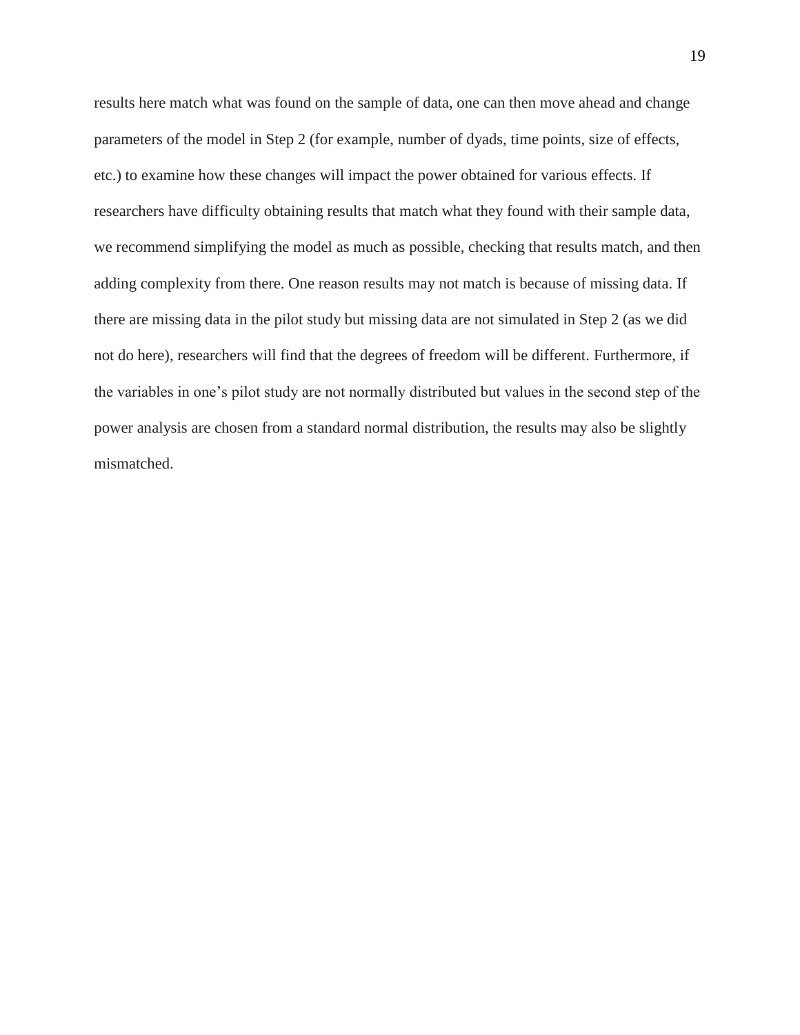results here match what was found on the sample of data, one can then move ahead and change parameters of the model in Step 2 (for example, number of dyads, time points, size of effects, etc.) to examine how these changes will impact the power obtained for various effects. If researchers have difficulty obtaining results that match what they found with their sample data, we recommend simplifying the model as much as possible, checking that results match, and then adding complexity from there. One reason results may not match is because of missing data. If there are missing data in the pilot study but missing data are not simulated in Step 2 (as we did not do here), researchers will find that the degrees of freedom will be different. Furthermore, if the variables in one's pilot study are not normally distributed but values in the second step of the power analysis are chosen from a standard normal distribution, the results may also be slightly mismatched.